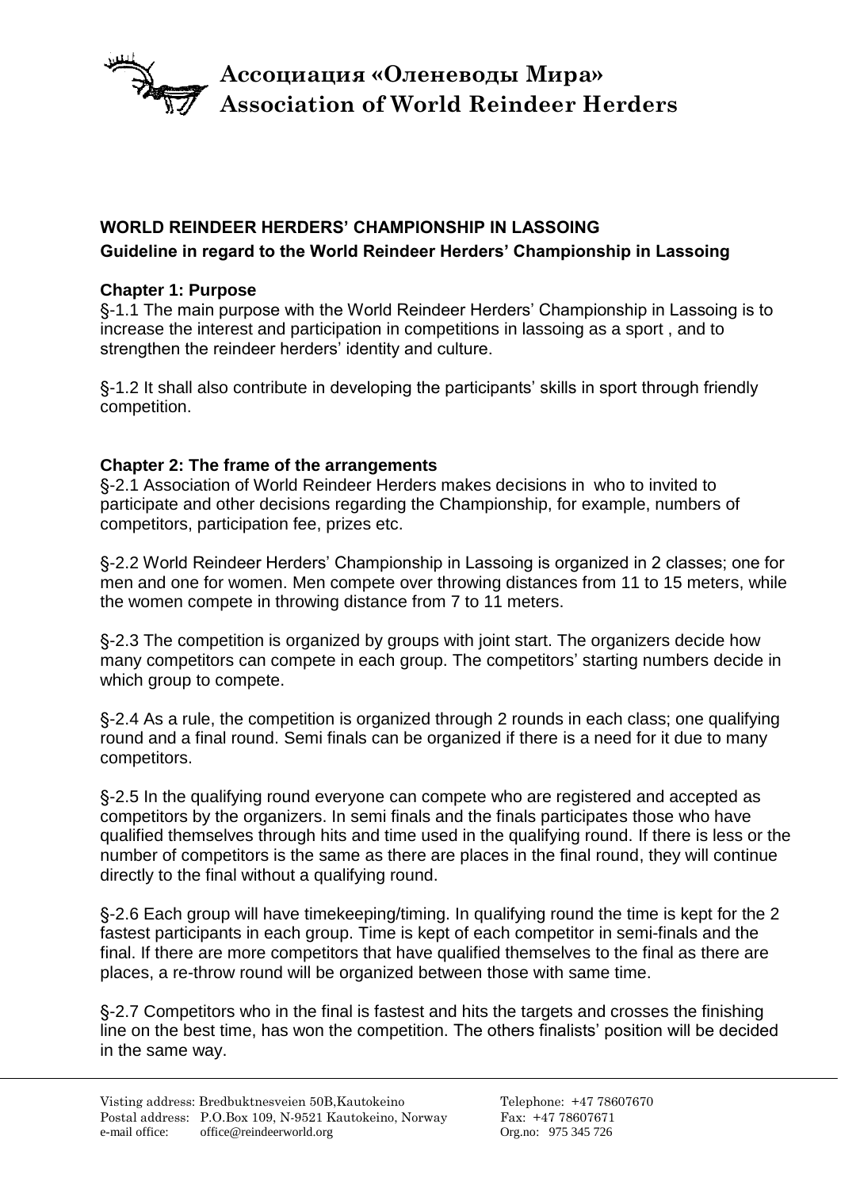# Ассоциация «Оленеводы Мира»
# Association of World Reindeer Herders

## WORLD REINDEER HERDERS' CHAMPIONSHIP IN LASSOING

### Guideline in regard to the World Reindeer Herders' Championship in Lassoing

### Chapter 1: Purpose

§-1.1 The main purpose with the World Reindeer Herders' Championship in Lassoing is to increase the interest and participation in competitions in lassoing as a sport , and to strengthen the reindeer herders' identity and culture.

§-1.2 It shall also contribute in developing the participants' skills in sport through friendly competition.

### Chapter 2: The frame of the arrangements

§-2.1 Association of World Reindeer Herders makes decisions in who to invited to participate and other decisions regarding the Championship, for example, numbers of competitors, participation fee, prizes etc.

§-2.2 World Reindeer Herders' Championship in Lassoing is organized in 2 classes; one for men and one for women. Men compete over throwing distances from 11 to 15 meters, while the women compete in throwing distance from 7 to 11 meters.

§-2.3 The competition is organized by groups with joint start. The organizers decide how many competitors can compete in each group. The competitors' starting numbers decide in which group to compete.

§-2.4 As a rule, the competition is organized through 2 rounds in each class; one qualifying round and a final round. Semi finals can be organized if there is a need for it due to many competitors.

§-2.5 In the qualifying round everyone can compete who are registered and accepted as competitors by the organizers. In semi finals and the finals participates those who have qualified themselves through hits and time used in the qualifying round. If there is less or the number of competitors is the same as there are places in the final round, they will continue directly to the final without a qualifying round.

§-2.6 Each group will have timekeeping/timing. In qualifying round the time is kept for the 2 fastest participants in each group. Time is kept of each competitor in semi-finals and the final. If there are more competitors that have qualified themselves to the final as there are places, a re-throw round will be organized between those with same time.

§-2.7 Competitors who in the final is fastest and hits the targets and crosses the finishing line on the best time, has won the competition. The others finalists' position will be decided in the same way.

Visting address: Bredbuktnesveien 50B,Kautokeino
Postal address: P.O.Box 109, N-9521 Kautokeino, Norway
e-mail office: office@reindeerworld.org

Telephone: +47 78607670
Fax: +47 78607671
Org.no: 975 345 726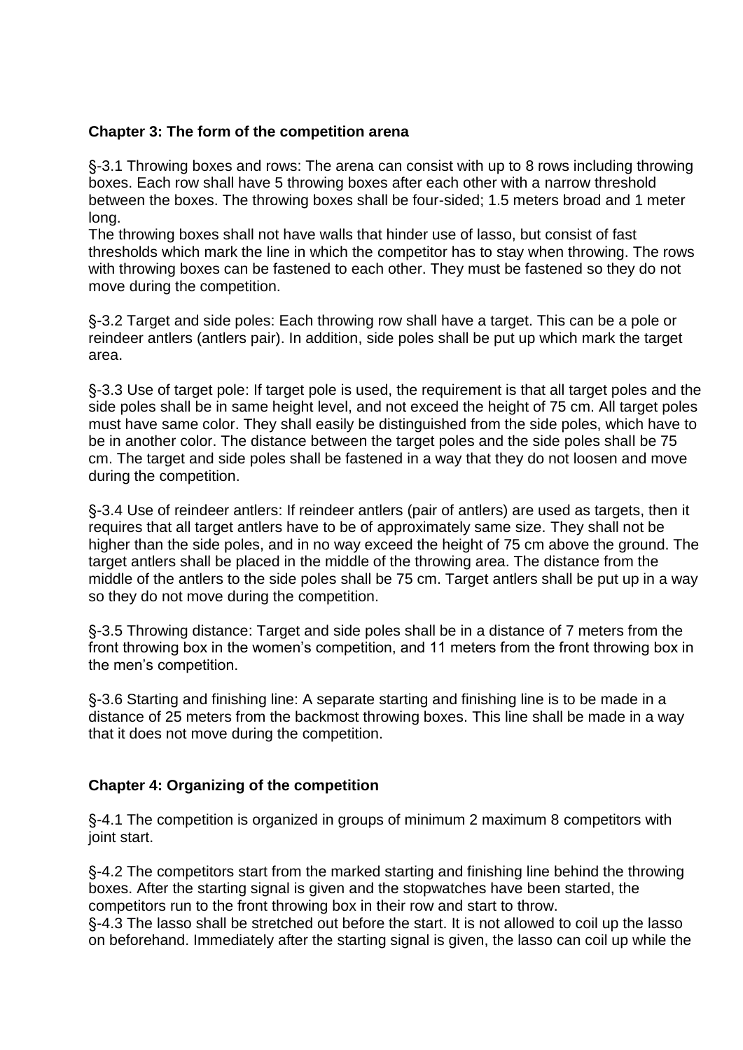**Chapter 3: The form of the competition arena**

§-3.1 Throwing boxes and rows: The arena can consist with up to 8 rows including throwing boxes. Each row shall have 5 throwing boxes after each other with a narrow threshold between the boxes. The throwing boxes shall be four-sided; 1.5 meters broad and 1 meter long.
The throwing boxes shall not have walls that hinder use of lasso, but consist of fast thresholds which mark the line in which the competitor has to stay when throwing. The rows with throwing boxes can be fastened to each other. They must be fastened so they do not move during the competition.

§-3.2 Target and side poles: Each throwing row shall have a target. This can be a pole or reindeer antlers (antlers pair). In addition, side poles shall be put up which mark the target area.

§-3.3 Use of target pole: If target pole is used, the requirement is that all target poles and the side poles shall be in same height level, and not exceed the height of 75 cm. All target poles must have same color. They shall easily be distinguished from the side poles, which have to be in another color. The distance between the target poles and the side poles shall be 75 cm. The target and side poles shall be fastened in a way that they do not loosen and move during the competition.

§-3.4 Use of reindeer antlers: If reindeer antlers (pair of antlers) are used as targets, then it requires that all target antlers have to be of approximately same size. They shall not be higher than the side poles, and in no way exceed the height of 75 cm above the ground. The target antlers shall be placed in the middle of the throwing area. The distance from the middle of the antlers to the side poles shall be 75 cm. Target antlers shall be put up in a way so they do not move during the competition.

§-3.5 Throwing distance: Target and side poles shall be in a distance of 7 meters from the front throwing box in the women's competition, and 11 meters from the front throwing box in the men's competition.

§-3.6 Starting and finishing line: A separate starting and finishing line is to be made in a distance of 25 meters from the backmost throwing boxes. This line shall be made in a way that it does not move during the competition.

**Chapter 4: Organizing of the competition**

§-4.1 The competition is organized in groups of minimum 2 maximum 8 competitors with joint start.

§-4.2 The competitors start from the marked starting and finishing line behind the throwing boxes. After the starting signal is given and the stopwatches have been started, the competitors run to the front throwing box in their row and start to throw.
§-4.3 The lasso shall be stretched out before the start. It is not allowed to coil up the lasso on beforehand. Immediately after the starting signal is given, the lasso can coil up while the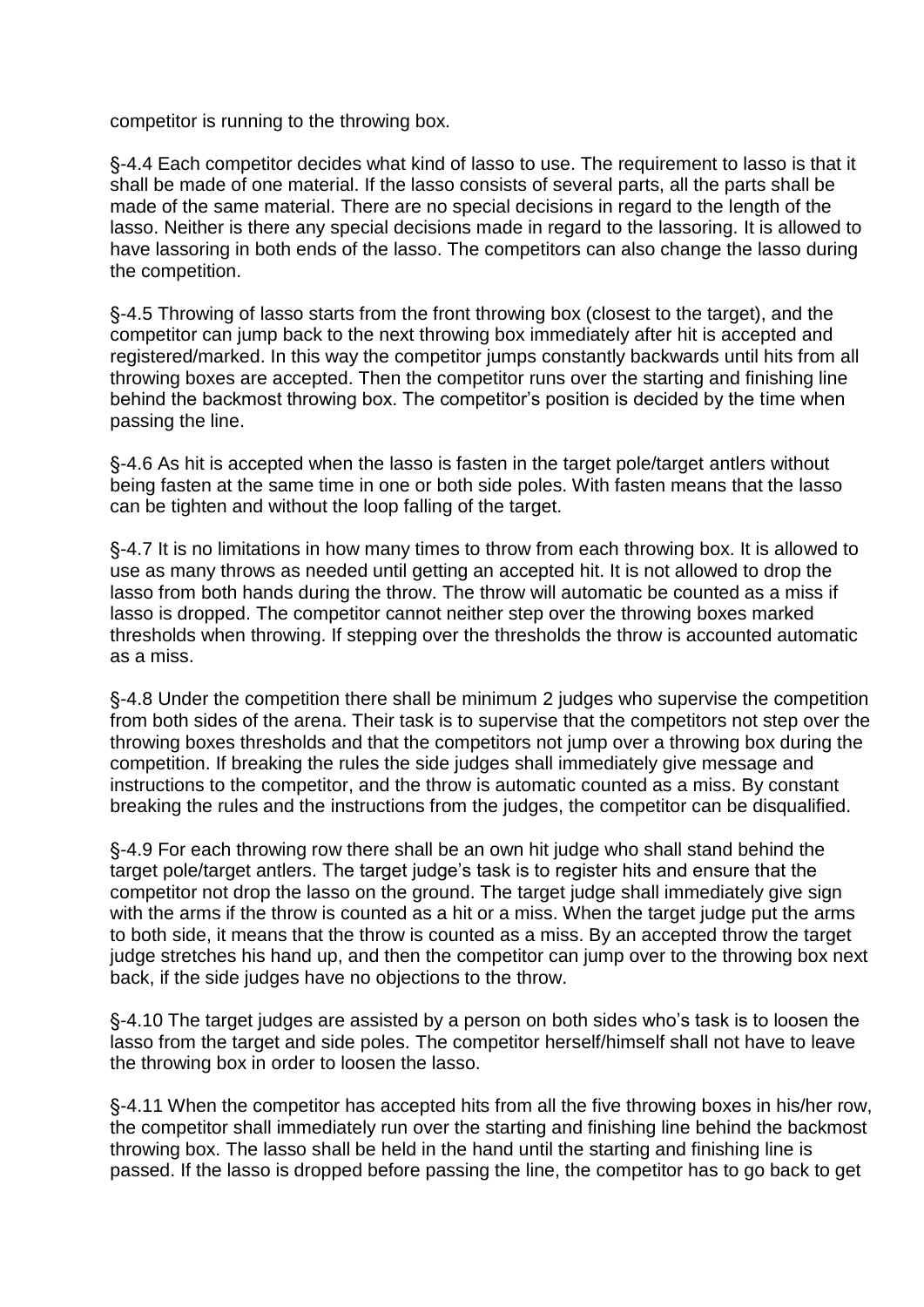competitor is running to the throwing box.

§-4.4 Each competitor decides what kind of lasso to use. The requirement to lasso is that it shall be made of one material. If the lasso consists of several parts, all the parts shall be made of the same material. There are no special decisions in regard to the length of the lasso. Neither is there any special decisions made in regard to the lassoring. It is allowed to have lassoring in both ends of the lasso. The competitors can also change the lasso during the competition.

§-4.5 Throwing of lasso starts from the front throwing box (closest to the target), and the competitor can jump back to the next throwing box immediately after hit is accepted and registered/marked. In this way the competitor jumps constantly backwards until hits from all throwing boxes are accepted. Then the competitor runs over the starting and finishing line behind the backmost throwing box. The competitor's position is decided by the time when passing the line.

§-4.6 As hit is accepted when the lasso is fasten in the target pole/target antlers without being fasten at the same time in one or both side poles. With fasten means that the lasso can be tighten and without the loop falling of the target.

§-4.7 It is no limitations in how many times to throw from each throwing box. It is allowed to use as many throws as needed until getting an accepted hit. It is not allowed to drop the lasso from both hands during the throw. The throw will automatic be counted as a miss if lasso is dropped. The competitor cannot neither step over the throwing boxes marked thresholds when throwing. If stepping over the thresholds the throw is accounted automatic as a miss.

§-4.8 Under the competition there shall be minimum 2 judges who supervise the competition from both sides of the arena. Their task is to supervise that the competitors not step over the throwing boxes thresholds and that the competitors not jump over a throwing box during the competition. If breaking the rules the side judges shall immediately give message and instructions to the competitor, and the throw is automatic counted as a miss. By constant breaking the rules and the instructions from the judges, the competitor can be disqualified.

§-4.9 For each throwing row there shall be an own hit judge who shall stand behind the target pole/target antlers. The target judge's task is to register hits and ensure that the competitor not drop the lasso on the ground. The target judge shall immediately give sign with the arms if the throw is counted as a hit or a miss. When the target judge put the arms to both side, it means that the throw is counted as a miss. By an accepted throw the target judge stretches his hand up, and then the competitor can jump over to the throwing box next back, if the side judges have no objections to the throw.

§-4.10 The target judges are assisted by a person on both sides who's task is to loosen the lasso from the target and side poles. The competitor herself/himself shall not have to leave the throwing box in order to loosen the lasso.

§-4.11 When the competitor has accepted hits from all the five throwing boxes in his/her row, the competitor shall immediately run over the starting and finishing line behind the backmost throwing box. The lasso shall be held in the hand until the starting and finishing line is passed. If the lasso is dropped before passing the line, the competitor has to go back to get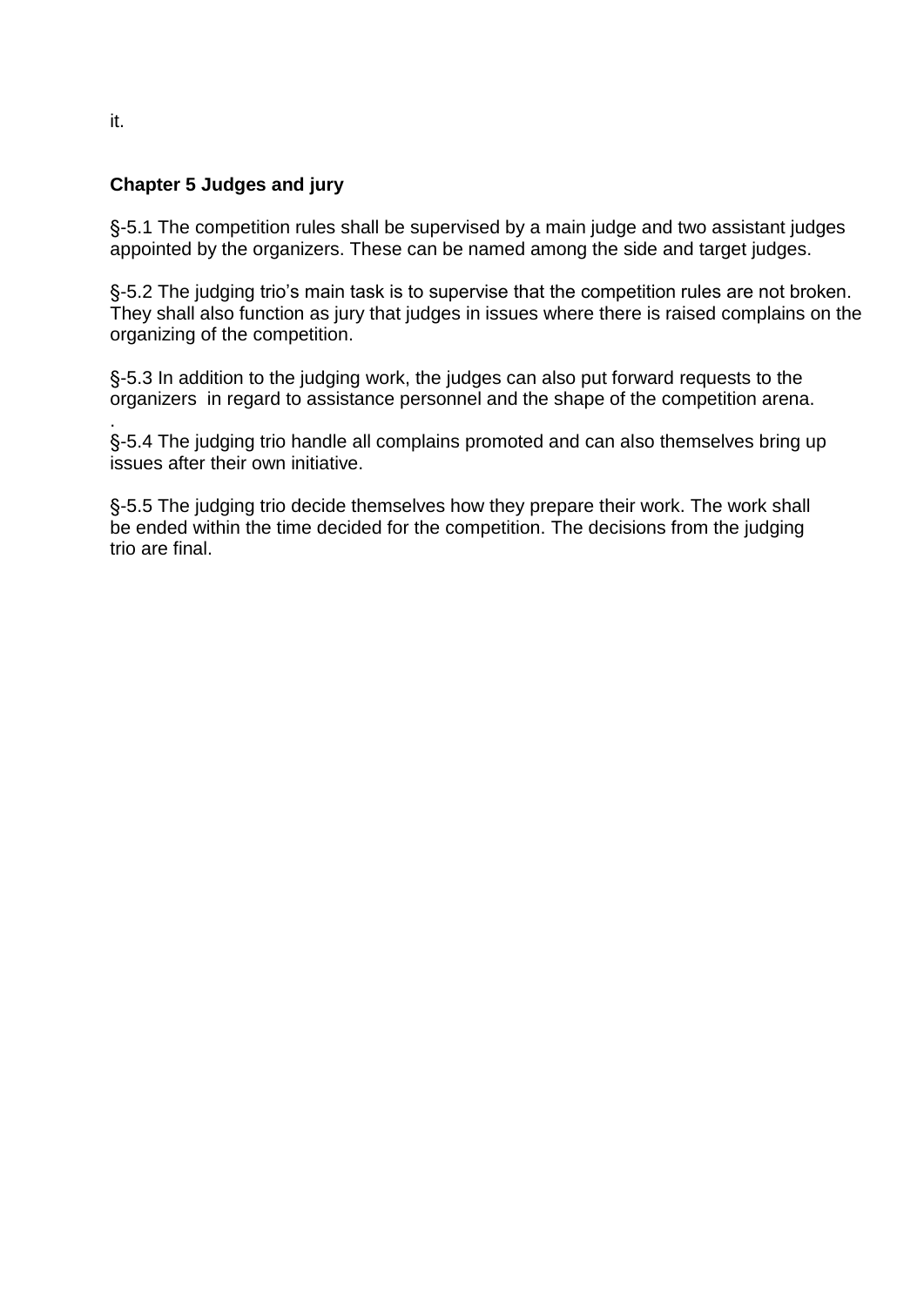it.

**Chapter 5 Judges and jury**

§-5.1 The competition rules shall be supervised by a main judge and two assistant judges appointed by the organizers. These can be named among the side and target judges.

§-5.2 The judging trio's main task is to supervise that the competition rules are not broken. They shall also function as jury that judges in issues where there is raised complains on the organizing of the competition.

§-5.3 In addition to the judging work, the judges can also put forward requests to the organizers in regard to assistance personnel and the shape of the competition arena.
.
§-5.4 The judging trio handle all complains promoted and can also themselves bring up issues after their own initiative.

§-5.5 The judging trio decide themselves how they prepare their work. The work shall be ended within the time decided for the competition. The decisions from the judging trio are final.